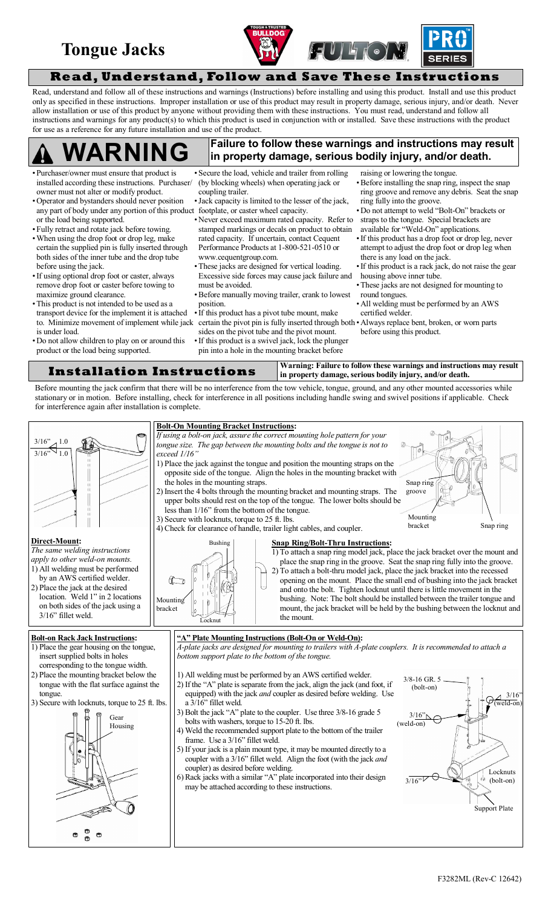# Tongue Jacks

## Read, Understand, Follow and Save These Instructions

Read, understand and follow all of these instructions and warnings (Instructions) before installing and using this product. Install and use this product only as specified in these instructions. Improper installation or use of this product may result in property damage, serious injury, and/or death. Never allow installation or use of this product by anyone without providing them with these instructions. You must read, understand and follow all instructions and warnings for any product(s) to which this product is used in conjunction with or installed. Save these instructions with the product for use as a reference for any future installation and use of the product.

## WARNING

**Failure to follow these warnings and instructions may result in property damage, serious bodily injury, and/or death.**

- Purchaser/owner must ensure that product is installed according these instructions. Purchaser/ owner must not alter or modify product.
- Operator and bystanders should never position any part of body under any portion of this product or the load being supported.
- Fully retract and rotate jack before towing.
- When using the drop foot or drop leg, make certain the supplied pin is fully inserted through both sides of the inner tube and the drop tube before using the jack.
- If using optional drop foot or caster, always remove drop foot or caster before towing to maximize ground clearance.
- This product is not intended to be used as a transport device for the implement it is attached to. Minimize movement of implement while jack is under load.
- Do not allow children to play on or around this product or the load being supported.
- Secure the load, vehicle and trailer from rolling (by blocking wheels) when operating jack or coupling trailer.
- Jack capacity is limited to the lesser of the jack, footplate, or caster wheel capacity.
- Never exceed maximum rated capacity. Refer to stamped markings or decals on product to obtain rated capacity. If uncertain, contact Cequent Performance Products at 1-800-521-0510 or www.cequentgroup.com.
- These jacks are designed for vertical loading. Excessive side forces may cause jack failure and must be avoided.
- Before manually moving trailer, crank to lowest position.
- If this product has a pivot tube mount, make certain the pivot pin is fully inserted through both sides on the pivot tube and the pivot mount.
- If this product is a swivel jack, lock the plunger pin into a hole in the mounting bracket before raising or lowering the tongue.
- Before installing the snap ring, inspect the snap ring groove and remove any debris. Seat the snap ring fully into the groove.
- Do not attempt to weld "Bolt-On" brackets or straps to the tongue. Special brackets are available for "Weld-On" applications.
- If this product has a drop foot or drop leg, never attempt to adjust the drop foot or drop leg when there is any load on the jack.
- If this product is a rack jack, do not raise the gear housing above inner tube.
- These jacks are not designed for mounting to round tongues.
- All welding must be performed by an AWS certified welder.
- Always replace bent, broken, or worn parts before using this product.

## Installation Instructions

**Warning: Failure to follow these warnings and instructions may result in property damage, serious bodily injury, and/or death.**

Before mounting the jack confirm that there will be no interference from the tow vehicle, tongue, ground, and any other mounted accessories while stationary or in motion. Before installing, check for interference in all positions including handle swing and swivel positions if applicable. Check for interference again after installation is complete.

3/16" 1.0
3/16" 1.0

### Direct-Mount:

*The same welding instructions apply to other weld-on mounts.*

1) All welding must be performed by an AWS certified welder.
2) Place the jack at the desired location. Weld 1" in 2 locations on both sides of the jack using a 3/16" fillet weld.

### Bolt-On Mounting Bracket Instructions:

*If using a bolt-on jack, assure the correct mounting hole pattern for your tongue size. The gap between the mounting bolts and the tongue is not to exceed 1/16"*

1) Place the jack against the tongue and position the mounting straps on the opposite side of the tongue. Align the holes in the mounting bracket with the holes in the mounting straps.
2) Insert the 4 bolts through the mounting bracket and mounting straps. The upper bolts should rest on the top of the tongue. The lower bolts should be less than 1/16" from the bottom of the tongue.
3) Secure with locknuts, torque to 25 ft. lbs.
4) Check for clearance of handle, trailer light cables, and coupler.

Snap ring groove · Mounting bracket · Snap ring

Bushing · Mounting bracket · Locknut

### Snap Ring/Bolt-Thru Instructions:

1) To attach a snap ring model jack, place the jack bracket over the mount and place the snap ring in the groove. Seat the snap ring fully into the groove.
2) To attach a bolt-thru model jack, place the jack bracket into the recessed opening on the mount. Place the small end of bushing into the jack bracket and onto the bolt. Tighten locknut until there is little movement in the bushing. Note: The bolt should be installed between the trailer tongue and mount, the jack bracket will be held by the bushing between the locknut and the mount.

### Bolt-on Rack Jack Instructions:

1) Place the gear housing on the tongue, insert supplied bolts in holes corresponding to the tongue width.
2) Place the mounting bracket below the tongue with the flat surface against the tongue.
3) Secure with locknuts, torque to 25 ft. lbs.

Gear Housing

### "A" Plate Mounting Instructions (Bolt-On or Weld-On):

*A-plate jacks are designed for mounting to trailers with A-plate couplers. It is recommended to attach a bottom support plate to the bottom of the tongue.*

1) All welding must be performed by an AWS certified welder.
2) If the "A" plate is separate from the jack, align the jack (and foot, if equipped) with the jack *and* coupler as desired before welding. Use a 3/16" fillet weld.
3) Bolt the jack "A" plate to the coupler. Use three 3/8-16 grade 5 bolts with washers, torque to 15-20 ft. lbs.
4) Weld the recommended support plate to the bottom of the trailer frame. Use a 3/16" fillet weld.
5) If your jack is a plain mount type, it may be mounted directly to a coupler with a 3/16" fillet weld. Align the foot (with the jack *and* coupler) as desired before welding.
6) Rack jacks with a similar "A" plate incorporated into their design may be attached according to these instructions.

3/8-16 GR. 5 (bolt-on) · 3/16" (weld-on) · 3/16" (weld-on) · 3/16" · Locknuts (bolt-on) · Support Plate

F3282ML (Rev-C 12642)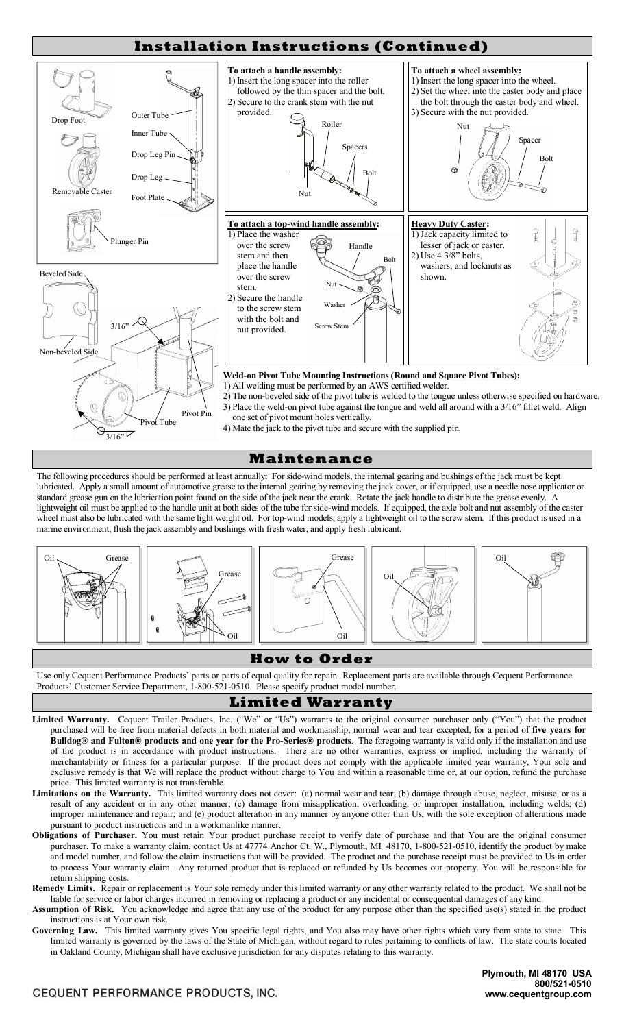## Installation Instructions (Continued)

Drop Foot

Outer Tube

Inner Tube

Drop Leg Pin

Drop Leg

Removable Caster

Foot Plate

Plunger Pin

Beveled Side

3/16"

Non-beveled Side

Pivot Pin

Pivot Tube

3/16"

**To attach a handle assembly:**

1) Insert the long spacer into the roller followed by the thin spacer and the bolt.
2) Secure to the crank stem with the nut provided.

Roller

Spacers

Bolt

Nut

**To attach a wheel assembly:**

1) Insert the long spacer into the wheel.
2) Set the wheel into the caster body and place the bolt through the caster body and wheel.
3) Secure with the nut provided.

Nut

Spacer

Bolt

**To attach a top-wind handle assembly:**

1) Place the washer over the screw stem and then place the handle over the screw stem.
2) Secure the handle to the screw stem with the bolt and nut provided.

Handle

Bolt

Nut

Washer

Screw Stem

**Heavy Duty Caster:**

1) Jack capacity limited to lesser of jack or caster.
2) Use 4 3/8" bolts, washers, and locknuts as shown.

**Weld-on Pivot Tube Mounting Instructions (Round and Square Pivot Tubes):**

1) All welding must be performed by an AWS certified welder.
2) The non-beveled side of the pivot tube is welded to the tongue unless otherwise specified on hardware.
3) Place the weld-on pivot tube against the tongue and weld all around with a 3/16" fillet weld. Align one set of pivot mount holes vertically.
4) Mate the jack to the pivot tube and secure with the supplied pin.

## Maintenance

The following procedures should be performed at least annually: For side-wind models, the internal gearing and bushings of the jack must be kept lubricated. Apply a small amount of automotive grease to the internal gearing by removing the jack cover, or if equipped, use a needle nose applicator or standard grease gun on the lubrication point found on the side of the jack near the crank. Rotate the jack handle to distribute the grease evenly. A lightweight oil must be applied to the handle unit at both sides of the tube for side-wind models. If equipped, the axle bolt and nut assembly of the caster wheel must also be lubricated with the same light weight oil. For top-wind models, apply a lightweight oil to the screw stem. If this product is used in a marine environment, flush the jack assembly and bushings with fresh water, and apply fresh lubricant.

Oil Grease | Grease Oil | Grease Oil | Oil | Oil

## How to Order

Use only Cequent Performance Products' parts or parts of equal quality for repair. Replacement parts are available through Cequent Performance Products' Customer Service Department, 1-800-521-0510. Please specify product model number.

## Limited Warranty

**Limited Warranty.** Cequent Trailer Products, Inc. ("We" or "Us") warrants to the original consumer purchaser only ("You") that the product purchased will be free from material defects in both material and workmanship, normal wear and tear excepted, for a period of **five years for Bulldog® and Fulton® products and one year for the Pro-Series® products**. The foregoing warranty is valid only if the installation and use of the product is in accordance with product instructions. There are no other warranties, express or implied, including the warranty of merchantability or fitness for a particular purpose. If the product does not comply with the applicable limited year warranty, Your sole and exclusive remedy is that We will replace the product without charge to You and within a reasonable time or, at our option, refund the purchase price. This limited warranty is not transferable.

**Limitations on the Warranty.** This limited warranty does not cover: (a) normal wear and tear; (b) damage through abuse, neglect, misuse, or as a result of any accident or in any other manner; (c) damage from misapplication, overloading, or improper installation, including welds; (d) improper maintenance and repair; and (e) product alteration in any manner by anyone other than Us, with the sole exception of alterations made pursuant to product instructions and in a workmanlike manner.

**Obligations of Purchaser.** You must retain Your product purchase receipt to verify date of purchase and that You are the original consumer purchaser. To make a warranty claim, contact Us at 47774 Anchor Ct. W., Plymouth, MI 48170, 1-800-521-0510, identify the product by make and model number, and follow the claim instructions that will be provided. The product and the purchase receipt must be provided to Us in order to process Your warranty claim. Any returned product that is replaced or refunded by Us becomes our property. You will be responsible for return shipping costs.

**Remedy Limits.** Repair or replacement is Your sole remedy under this limited warranty or any other warranty related to the product. We shall not be liable for service or labor charges incurred in removing or replacing a product or any incidental or consequential damages of any kind.

**Assumption of Risk.** You acknowledge and agree that any use of the product for any purpose other than the specified use(s) stated in the product instructions is at Your own risk.

**Governing Law.** This limited warranty gives You specific legal rights, and You also may have other rights which vary from state to state. This limited warranty is governed by the laws of the State of Michigan, without regard to rules pertaining to conflicts of law. The state courts located in Oakland County, Michigan shall have exclusive jurisdiction for any disputes relating to this warranty.

CEQUENT PERFORMANCE PRODUCTS, INC.

**Plymouth, MI 48170 USA**
**800/521-0510**
**www.cequentgroup.com**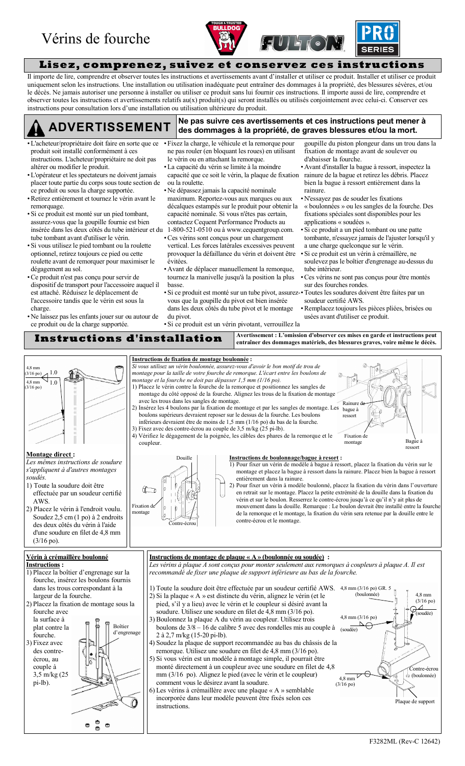# Vérins de fourche

## Lisez, comprenez, suivez et conservez ces instructions

Il importe de lire, comprendre et observer toutes les instructions et avertissements avant d'installer et utiliser ce produit. Installer et utiliser ce produit uniquement selon les instructions. Une installation ou utilisation inadéquate peut entraîner des dommages à la propriété, des blessures sévères, et/ou le décès. Ne jamais autoriser une personne à installer ou utiliser ce produit sans lui fournir ces instructions. Il importe aussi de lire, comprendre et observer toutes les instructions et avertissements relatifs au(x) produit(s) qui seront installés ou utilisés conjointement avec celui-ci. Conserver ces instructions pour consultation lors d'une installation ou utilisation ultérieure du produit.

## ADVERTISSEMENT

**Ne pas suivre ces avertissements et ces instructions peut mener à des dommages à la propriété, de graves blessures et/ou la mort.**

- L'acheteur/propriétaire doit faire en sorte que ce produit soit installé conformément à ces instructions. L'acheteur/propriétaire ne doit pas altérer ou modifier le produit.
- L'opérateur et les spectateurs ne doivent jamais placer toute partie du corps sous toute section de ce produit ou sous la charge supportée.
- Retirez entièrement et tournez le vérin avant le remorquage.
- Si ce produit est monté sur un pied tombant, assurez-vous que la goupille fournie est bien insérée dans les deux côtés du tube intérieur et du tube tombant avant d'utiliser le vérin.
- Si vous utilisez le pied tombant ou la roulette optionnel, retirez toujours ce pied ou cette roulette avant de remorquer pour maximiser le dégagement au sol.
- Ce produit n'est pas conçu pour servir de dispositif de transport pour l'accessoire auquel il est attaché. Réduisez le déplacement de l'accessoire tandis que le vérin est sous la charge.
- Ne laissez pas les enfants jouer sur ou autour de ce produit ou de la charge supportée.
- Fixez la charge, le véhicule et la remorque pour ne pas rouler (en bloquant les roues) en utilisant le vérin ou en attachant la remorque.
- La capacité du vérin se limite à la moindre capacité que ce soit le vérin, la plaque de fixation ou la roulette.
- Ne dépassez jamais la capacité nominale maximum. Reportez-vous aux marques ou aux décalques estampés sur le produit pour obtenir la capacité nominale. Si vous n'êtes pas certain, contactez Cequent Performance Products au 1-800-521-0510 ou à www.cequentgroup.com.
- Ces vérins sont conçus pour un chargement vertical. Les forces latérales excessives peuvent provoquer la défaillance du vérin et doivent être évitées.
- Avant de déplacer manuellement la remorque, tournez la manivelle jusqu'à la position la plus basse.
- Si ce produit est monté sur un tube pivot, assurez-vous que la goupille du pivot est bien insérée dans les deux côtés du tube pivot et le montage du pivot.
- Si ce produit est un vérin pivotant, verrouillez la goupille du piston plongeur dans un trou dans la fixation de montage avant de soulever ou d'abaisser la fourche.
- Avant d'installer la bague à ressort, inspectez la rainure de la bague et retirez les débris. Placez bien la bague à ressort entièrement dans la rainure.
- N'essayez pas de souder les fixations « boulonnées » ou les sangles de la fourche. Des fixations spéciales sont disponibles pour les applications « soudées ».
- Si ce produit a un pied tombant ou une patte tombante, n'essayez jamais de l'ajuster lorsqu'il y a une charge quelconque sur le vérin.
- Si ce produit est un vérin à crémaillère, ne soulevez pas le boîtier d'engrenage au-dessus du tube intérieur.
- Ces vérins ne sont pas conçus pour être montés sur des fourches rondes.
- Toutes les soudures doivent être faites par un soudeur certifié AWS.
- Remplacez toujours les pièces pliées, brisées ou usées avant d'utiliser ce produit.

## Instructions d'installation

**Avertissement : L'omission d'observer ces mises en garde et instructions peut entraîner des dommages matériels, des blessures graves, voire même le décès.**

4,8 mm (3/16 po) 1.0
4,8 mm (3/16 po) 1.0

### Montage direct :

*Les mêmes instructions de soudure s'appliquent à d'autres montages soudés.*

1) Toute la soudure doit être effectuée par un soudeur certifié AWS.
2) Placez le vérin à l'endroit voulu. Soudez 2,5 cm (1 po) à 2 endroits des deux côtés du vérin à l'aide d'une soudure en filet de 4,8 mm (3/16 po).

### Instructions de fixation de montage boulonnée :

*Si vous utilisez un vérin boulonnée, assurez-vous d'avoir le bon motif de trou de montage pour la taille de votre fourche de remorque. L'écart entre les boulons de montage et la fourche ne doit pas dépasser 1,5 mm (1/16 po).*

1) Placez le vérin contre la fourche de la remorque et positionnez les sangles de montage du côté opposé de la fourche. Alignez les trous de la fixation de montage avec les trous dans les sangles de montage.
2) Insérez les 4 boulons par la fixation de montage et par les sangles de montage. Les boulons supérieurs devraient reposer sur le dessus de la fourche. Les boulons inférieurs devraient être de moins de 1,5 mm (1/16 po) du bas de la fourche.
3) Fixez avec des contre-écrou au couple de 3,5 m/kg (25 pi-lb).
4) Vérifiez le dégagement de la poignée, les câbles des phares de la remorque et le coupleur.

Rainure de bague à ressort — Fixation de montage — Bague à ressort

Douille — Fixation de montage — Contre-écrou

### Instructions de boulonnage/bague à ressort :

1) Pour fixer un vérin de modèle à bague à ressort, placez la fixation du vérin sur le montage et placez la bague à ressort dans la rainure. Placez bien la bague à ressort entièrement dans la rainure.
2) Pour fixer un vérin à modèle boulonné, placez la fixation du vérin dans l'ouverture en retrait sur le montage. Placez la petite extrémité de la douille dans la fixation du vérin et sur le boulon. Resserrez le contre-écrou jusqu'à ce qu'il n'y ait plus de mouvement dans la douille. Remarque : Le boulon devrait être installé entre la fourche de la remorque et le montage, la fixation du vérin sera retenue par la douille entre le contre-écrou et le montage.

### Vérin à crémaillère boulonné

**Instructions :**

1) Placez la boîtier d'engrenage sur la fourche, insérez les boulons fournis dans les trous correspondant à la largeur de la fourche.
2) Placez la fixation de montage sous la fourche avec la surface à plat contre la fourche.
3) Fixez avec des contre-écrou, au couple à 3,5 m/kg (25 pi-lb).

Boîtier d'engrenage

### Instructions de montage de plaque « A » (boulonnée ou soudée) :

*Les vérins à plaque A sont conçus pour monter seulement aux remorques à coupleurs à plaque A. Il est recommandé de fixer une plaque de support inférieure au bas de la fourche.*

1) Toute la soudure doit être effectuée par un soudeur certifié AWS.
2) Si la plaque « A » est distincte du vérin, alignez le vérin (et le pied, s'il y a lieu) avec le vérin et le coupleur si désiré avant la soudure. Utilisez une soudure en filet de 4,8 mm (3/16 po).
3) Boulonnez la plaque A du vérin au coupleur. Utilisez trois boulons de 3/8 – 16 de calibre 5 avec des rondelles mis au couple à 2 à 2,7 m/kg (15-20 pi-lb).
4) Soudez la plaque de support recommandée au bas du châssis de la remorque. Utilisez une soudure en filet de 4,8 mm (3/16 po).
5) Si vous vérin est un modèle à montage simple, il pourrait être monté directement à un coupleur avec une soudure en filet de 4,8 mm (3/16 po). Alignez le pied (avec le vérin et le coupleur) comment vous le désirez avant la soudure.
6) Les vérins à crémaillère avec une plaque « A » semblable incorporée dans leur modèle peuvent être fixés selon ces instructions.

4,8 mm (3/16 po) GR. 5 (boulonnée) — 4,8 mm (3/16 po) (soudée) — 4,8 mm (3/16 po) (soudée) — Contre-écrou (boulonnée) — 4,8 mm (3/16 po) — Plaque de support

F3282ML (Rev-C 12642)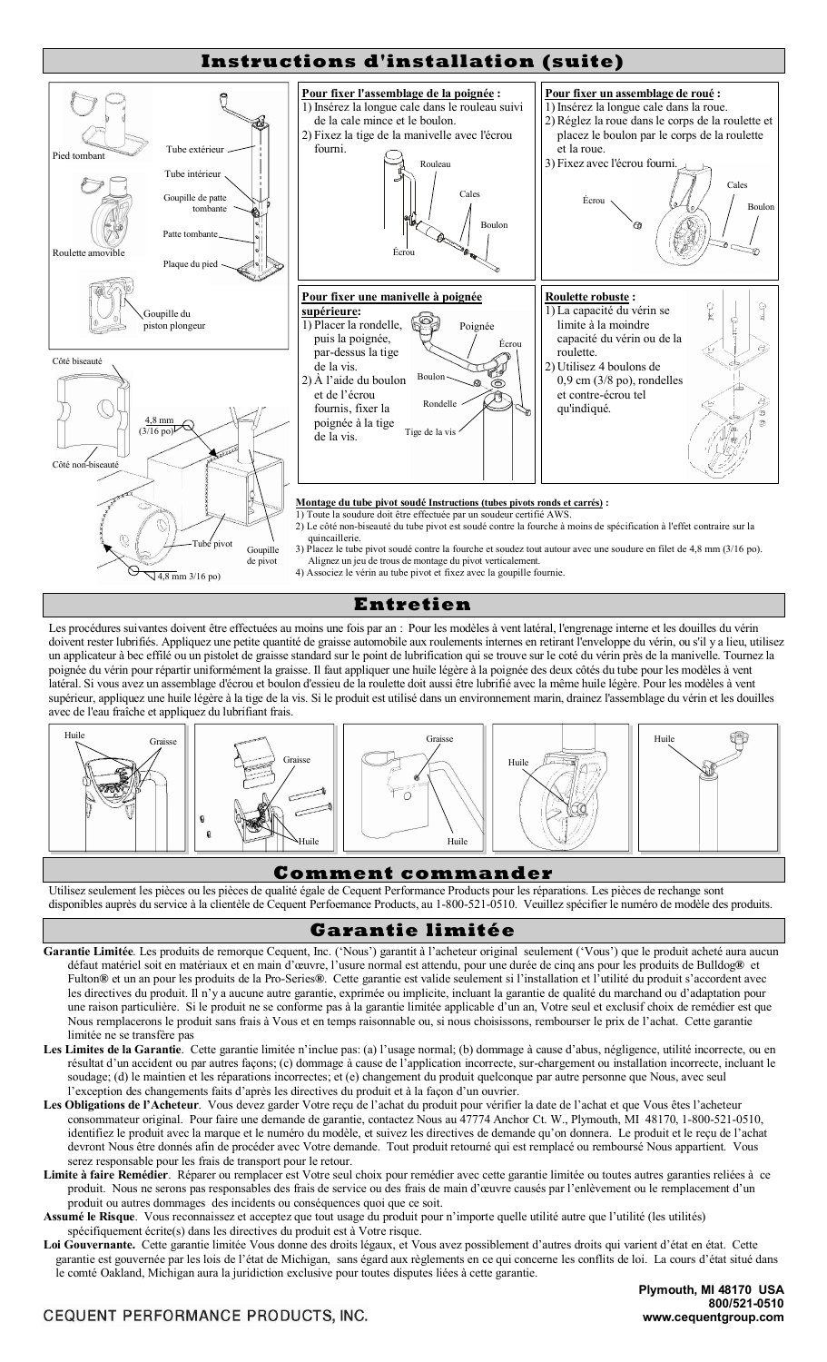# Instructions d'installation (suite)

Pied tombant

Tube extérieur

Tube intérieur

Goupille de patte tombante

Patte tombante

Roulette amovible

Plaque du pied

Goupille du piston plongeur

Côté biseauté

4,8 mm (3/16 po)

Côté non-biseauté

Tube pivot

Goupille de pivot

4,8 mm 3/16 po)

**Pour fixer l'assemblage de la poignée :**

1) Insérez la longue cale dans le rouleau suivi de la cale mince et le boulon.
2) Fixez la tige de la manivelle avec l'écrou fourni.

Rouleau — Cales — Boulon — Écrou

**Pour fixer un assemblage de roué :**

1) Insérez la longue cale dans la roue.
2) Réglez la roue dans le corps de la roulette et placez le boulon par le corps de la roulette et la roue.
3) Fixez avec l'écrou fourni.

Cales — Écrou — Boulon

**Pour fixer une manivelle à poignée supérieure:**

1) Placer la rondelle, puis la poignée, par-dessus la tige de la vis.
2) À l'aide du boulon et de l'écrou fournis, fixer la poignée à la tige de la vis.

Poignée — Écrou — Boulon — Rondelle — Tige de la vis

**Roulette robuste :**

1) La capacité du vérin se limite à la moindre capacité du vérin ou de la roulette.
2) Utilisez 4 boulons de 0,9 cm (3/8 po), rondelles et contre-écrou tel qu'indiqué.

**Montage du tube pivot soudé Instructions (tubes pivots ronds et carrés) :**

1) Toute la soudure doit être effectuée par un soudeur certifié AWS.
2) Le côté non-biseauté du tube pivot est soudé contre la fourche à moins de spécification à l'effet contraire sur la quincaillerie.
3) Placez le tube pivot soudé contre la fourche et soudez tout autour avec une soudure en filet de 4,8 mm (3/16 po). Alignez un jeu de trous de montage du pivot verticalement.
4) Associez le vérin au tube pivot et fixez avec la goupille fournie.

# Entretien

Les procédures suivantes doivent être effectuées au moins une fois par an : Pour les modèles à vent latéral, l'engrenage interne et les douilles du vérin doivent rester lubrifiés. Appliquez une petite quantité de graisse automobile aux roulements internes en retirant l'enveloppe du vérin, ou s'il y a lieu, utilisez un applicateur à bec effilé ou un pistolet de graisse standard sur le point de lubrification qui se trouve sur le coté du vérin près de la manivelle. Tournez la poignée du vérin pour répartir uniformément la graisse. Il faut appliquer une huile légère à la poignée des deux côtés du tube pour les modèles à vent latéral. Si vous avez un assemblage d'écrou et boulon d'essieu de la roulette doit aussi être lubrifié avec la même huile légère. Pour les modèles à vent supérieur, appliquez une huile légère à la tige de la vis. Si le produit est utilisé dans un environnement marin, drainez l'assemblage du vérin et les douilles avec de l'eau fraîche et appliquez du lubrifiant frais.

Huile — Graisse | Graisse — Huile | Graisse — Huile | Huile | Huile

# Comment commander

Utilisez seulement les pièces ou les pièces de qualité égale de Cequent Performance Products pour les réparations. Les pièces de rechange sont disponibles auprès du service à la clientèle de Cequent Perfoemance Products, au 1-800-521-0510. Veuillez spécifier le numéro de modèle des produits.

# Garantie limitée

**Garantie Limitée**. Les produits de remorque Cequent, Inc. ('Nous') garantit à l'acheteur original seulement ('Vous') que le produit acheté aura aucun défaut matériel soit en matériaux et en main d'œuvre, l'usure normal est attendu, pour une durée de cinq ans pour les produits de Bulldog**®** et Fulton**®** et un an pour les produits de la Pro-Series**®**. Cette garantie est valide seulement si l'installation et l'utilité du produit s'accordent avec les directives du produit. Il n'y a aucune autre garantie, exprimée ou implicite, incluant la garantie de qualité du marchand ou d'adaptation pour une raison particulière. Si le produit ne se conforme pas à la garantie limitée applicable d'un an, Votre seul et exclusif choix de remédier est que Nous remplacerons le produit sans frais à Vous et en temps raisonnable ou, si nous choisissons, rembourser le prix de l'achat. Cette garantie limitée ne se transfère pas

**Les Limites de la Garantie**. Cette garantie limitée n'inclue pas: (a) l'usage normal; (b) dommage à cause d'abus, négligence, utilité incorrecte, ou en résultat d'un accident ou par autres façons; (c) dommage à cause de l'application incorrecte, sur-chargement ou installation incorrecte, incluant le soudage; (d) le maintien et les réparations incorrectes; et (e) changement du produit quelconque par autre personne que Nous, avec seul l'exception des changements faits d'après les directives du produit et à la façon d'un ouvrier.

**Les Obligations de l'Acheteur**. Vous devez garder Votre reçu de l'achat du produit pour vérifier la date de l'achat et que Vous êtes l'acheteur consommateur original. Pour faire une demande de garantie, contactez Nous au 47774 Anchor Ct. W., Plymouth, MI 48170, 1-800-521-0510, identifiez le produit avec la marque et le numéro du modèle, et suivez les directives de demande qu'on donnera. Le produit et le reçu de l'achat devront Nous être donnés afin de procéder avec Votre demande. Tout produit retourné qui est remplacé ou remboursé Nous appartient. Vous serez responsable pour les frais de transport pour le retour.

**Limite à faire Remédier**. Réparer ou remplacer est Votre seul choix pour remédier avec cette garantie limitée ou toutes autres garanties reliées à ce produit. Nous ne serons pas responsables des frais de service ou des frais de main d'œuvre causés par l'enlèvement ou le remplacement d'un produit ou autres dommages des incidents ou conséquences quoi que ce soit.

**Assumé le Risque**. Vous reconnaissez et acceptez que tout usage du produit pour n'importe quelle utilité autre que l'utilité (les utilités) spécifiquement écrite(s) dans les directives du produit est à Votre risque.

**Loi Gouvernante.** Cette garantie limitée Vous donne des droits légaux, et Vous avez possiblement d'autres droits qui varient d'état en état. Cette garantie est gouvernée par les lois de l'état de Michigan, sans égard aux règlements en ce qui concerne les conflits de loi. La cours d'état situé dans le comté Oakland, Michigan aura la juridiction exclusive pour toutes disputes liées à cette garantie.

CEQUENT PERFORMANCE PRODUCTS, INC.

**Plymouth, MI 48170 USA**
**800/521-0510**
**www.cequentgroup.com**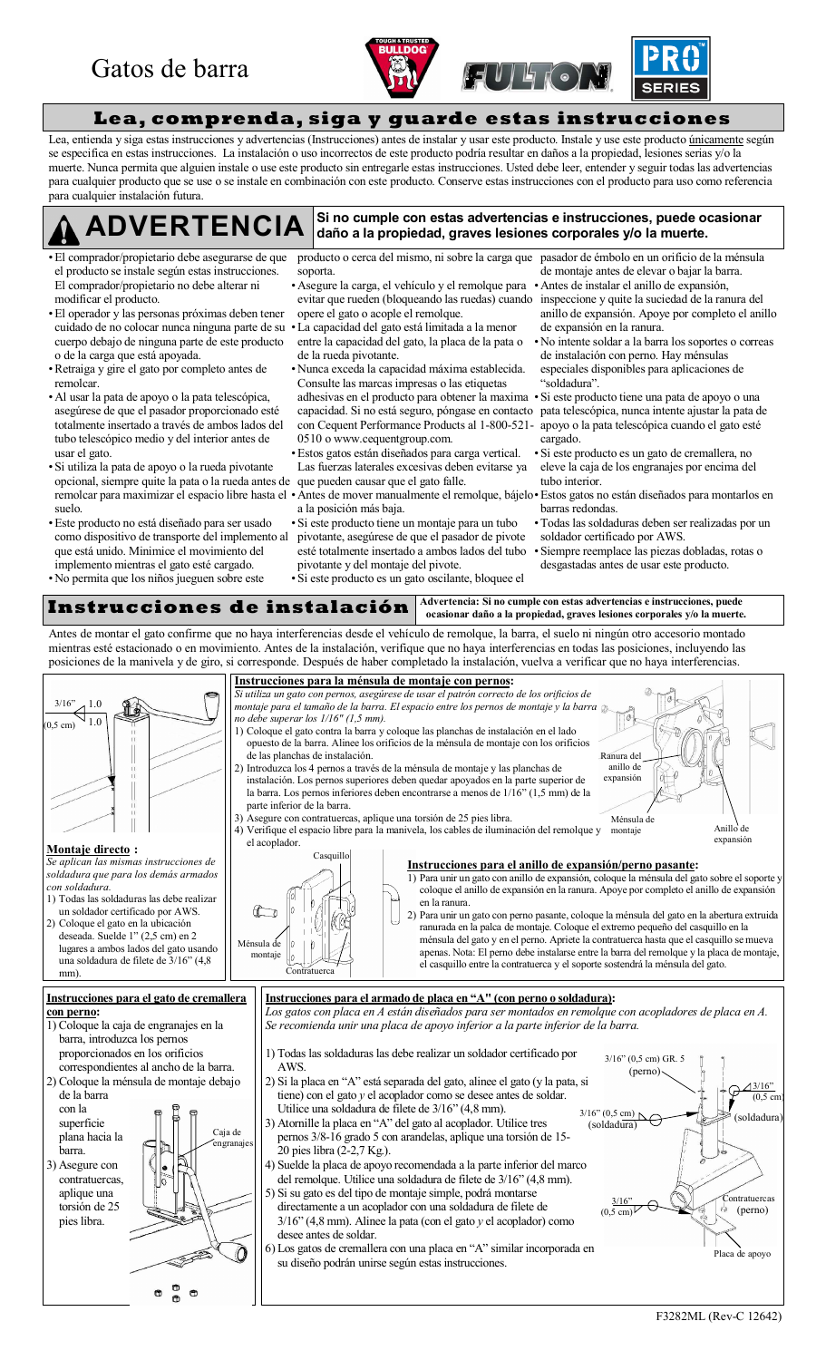# Gatos de barra

## Lea, comprenda, siga y guarde estas instrucciones

Lea, entienda y siga estas instrucciones y advertencias (Instrucciones) antes de instalar y usar este producto. Instale y use este producto únicamente según se especifica en estas instrucciones. La instalación o uso incorrectos de este producto podría resultar en daños a la propiedad, lesiones serias y/o la muerte. Nunca permita que alguien instale o use este producto sin entregarle estas instrucciones. Usted debe leer, entender y seguir todas las advertencias para cualquier producto que se use o se instale en combinación con este producto. Conserve estas instrucciones con el producto para uso como referencia para cualquier instalación futura.

## ⚠ ADVERTENCIA

**Si no cumple con estas advertencias e instrucciones, puede ocasionar daño a la propiedad, graves lesiones corporales y/o la muerte.**

- El comprador/propietario debe asegurarse de que el producto se instale según estas instrucciones. El comprador/propietario no debe alterar ni modificar el producto.
- El operador y las personas próximas deben tener cuidado de no colocar nunca ninguna parte de su cuerpo debajo de ninguna parte de este producto o de la carga que está apoyada.
- Retraiga y gire el gato por completo antes de remolcar.
- Al usar la pata de apoyo o la pata telescópica, asegúrese de que el pasador proporcionado esté totalmente insertado a través de ambos lados del tubo telescópico medio y del interior antes de usar el gato.
- Si utiliza la pata de apoyo o la rueda pivotante opcional, siempre quite la pata o la rueda antes de remolcar para maximizar el espacio libre hasta el suelo.
- Este producto no está diseñado para ser usado como dispositivo de transporte del implemento al que está unido. Minimice el movimiento del implemento mientras el gato esté cargado.
- No permita que los niños jueguen sobre este producto o cerca del mismo, ni sobre la carga que soporta.
- Asegure la carga, el vehículo y el remolque para evitar que rueden (bloqueando las ruedas) cuando opere el gato o acople el remolque.
- La capacidad del gato está limitada a la menor entre la capacidad del gato, la placa de la pata o de la rueda pivotante.
- Nunca exceda la capacidad máxima establecida. Consulte las marcas impresas o las etiquetas adhesivas en el producto para obtener la máxima capacidad. Si no está seguro, póngase en contacto con Cequent Performance Products al 1-800-521-0510 o www.cequentgroup.com.
- Estos gatos están diseñados para carga vertical. Las fuerzas laterales excesivas deben evitarse ya que pueden causar que el gato falle.
- Antes de mover manualmente el remolque, bájelo a la posición más baja.
- Si este producto tiene un montaje para un tubo pivotante, asegúrese de que el pasador de pivote esté totalmente insertado a ambos lados del tubo pivotante y del montaje del pivote.
- Si este producto es un gato oscilante, bloquee el pasador de émbolo en un orificio de la ménsula de montaje antes de elevar o bajar la barra.
- Antes de instalar el anillo de expansión, inspeccione y quite la suciedad de la ranura del anillo de expansión. Apoye por completo el anillo de expansión en la ranura.
- No intente soldar a la barra los soportes o correas de instalación con perno. Hay ménsulas especiales disponibles para aplicaciones de "soldadura".
- Si este producto tiene una pata de apoyo o una pata telescópica, nunca intente ajustar la pata de apoyo o la pata telescópica cuando el gato esté cargado.
- Si este producto es un gato de cremallera, no eleve la caja de los engranajes por encima del tubo interior.
- Estos gatos no están diseñados para montarlos en barras redondas.
- Todas las soldaduras deben ser realizadas por un soldador certificado por AWS.
- Siempre reemplace las piezas dobladas, rotas o desgastadas antes de usar este producto.

## Instrucciones de instalación

**Advertencia: Si no cumple con estas advertencias e instrucciones, puede ocasionar daño a la propiedad, graves lesiones corporales y/o la muerte.**

Antes de montar el gato confirme que no haya interferencias desde el vehículo de remolque, la barra, el suelo ni ningún otro accesorio montado mientras esté estacionado o en movimiento. Antes de la instalación, verifique que no haya interferencias en todas las posiciones, incluyendo las posiciones de la manivela y de giro, si corresponde. Después de haber completado la instalación, vuelva a verificar que no haya interferencias.

3/16" (0,5 cm) 1.0 1.0

### Montaje directo :

*Se aplican las mismas instrucciones de soldadura que para los demás armados con soldadura.*

1) Todas las soldaduras las debe realizar un soldador certificado por AWS.
2) Coloque el gato en la ubicación deseada. Suelde 1" (2,5 cm) en 2 lugares a ambos lados del gato usando una soldadura de filete de 3/16" (4,8 mm).

### Instrucciones para la ménsula de montaje con pernos:

*Si utiliza un gato con pernos, asegúrese de usar el patrón correcto de los orificios de montaje para el tamaño de la barra. El espacio entre los pernos de montaje y la barra no debe superar los 1/16" (1,5 mm).*

1) Coloque el gato contra la barra y coloque las planchas de instalación en el lado opuesto de la barra. Alinee los orificios de la ménsula de montaje con los orificios de las planchas de instalación.
2) Introduzca los 4 pernos a través de la ménsula de montaje y las planchas de instalación. Los pernos superiores deben quedar apoyados en la parte superior de la barra. Los pernos inferiores deben encontrarse a menos de 1/16" (1,5 mm) de la parte inferior de la barra.
3) Asegure con contratuercas, aplique una torsión de 25 pies libra.
4) Verifique el espacio libre para la manivela, los cables de iluminación del remolque y el acoplador.

Ranura del anillo de expansión — Ménsula de montaje — Anillo de expansión

Casquillo — Ménsula de montaje — Contratuerca

### Instrucciones para el anillo de expansión/perno pasante:

1) Para unir un gato con anillo de expansión, coloque la ménsula del gato sobre el soporte y coloque el anillo de expansión en la ranura. Apoye por completo el anillo de expansión en la ranura.
2) Para unir un gato con perno pasante, coloque la ménsula del gato en la abertura extruida ranurada en la palca de montaje. Coloque el extremo pequeño del casquillo en la ménsula del gato y en el perno. Apriete la contratuerca hasta que el casquillo se mueva apenas. Nota: El perno debe instalarse entre la barra del remolque y la placa de montaje, el casquillo entre la contratuerca y el soporte sostendrá la ménsula del gato.

### Instrucciones para el gato de cremallera con perno:

1) Coloque la caja de engranajes en la barra, introduzca los pernos proporcionados en los orificios correspondientes al ancho de la barra.
2) Coloque la ménsula de montaje debajo de la barra con la superficie plana hacia la barra.
3) Asegure con contratuercas, aplique una torsión de 25 pies libra.

Caja de engranajes

### Instrucciones para el armado de placa en "A" (con perno o soldadura):

*Los gatos con placa en A están diseñados para ser montados en remolque con acopladores de placa en A. Se recomienda unir una placa de apoyo inferior a la parte inferior de la barra.*

1) Todas las soldaduras las debe realizar un soldador certificado por AWS.
2) Si la placa en "A" está separada del gato, alinee el gato (y la pata, si tiene) con el gato *y* el acoplador como se desee antes de soldar. Utilice una soldadura de filete de 3/16" (4,8 mm).
3) Atornille la placa en "A" del gato al acoplador. Utilice tres pernos 3/8-16 grado 5 con arandelas, aplique una torsión de 15-20 pies libra (2-2,7 Kg.).
4) Suelde la placa de apoyo recomendada a la parte inferior del marco del remolque. Utilice una soldadura de filete de 3/16" (4,8 mm).
5) Si su gato es del tipo de montaje simple, podrá montarse directamente a un acoplador con una soldadura de filete de 3/16" (4,8 mm). Alinee la pata (con el gato *y* el acoplador) como desee antes de soldar.
6) Los gatos de cremallera con una placa en "A" similar incorporada en su diseño podrán unirse según estas instrucciones.

3/16" (0,5 cm) GR. 5 (perno) — 3/16" (0,5 cm) (soldadura) — 3/16" (0,5 cm) (soldadura) — 3/16" (0,5 cm) — Contratuercas (perno) — Placa de apoyo

F3282ML (Rev-C 12642)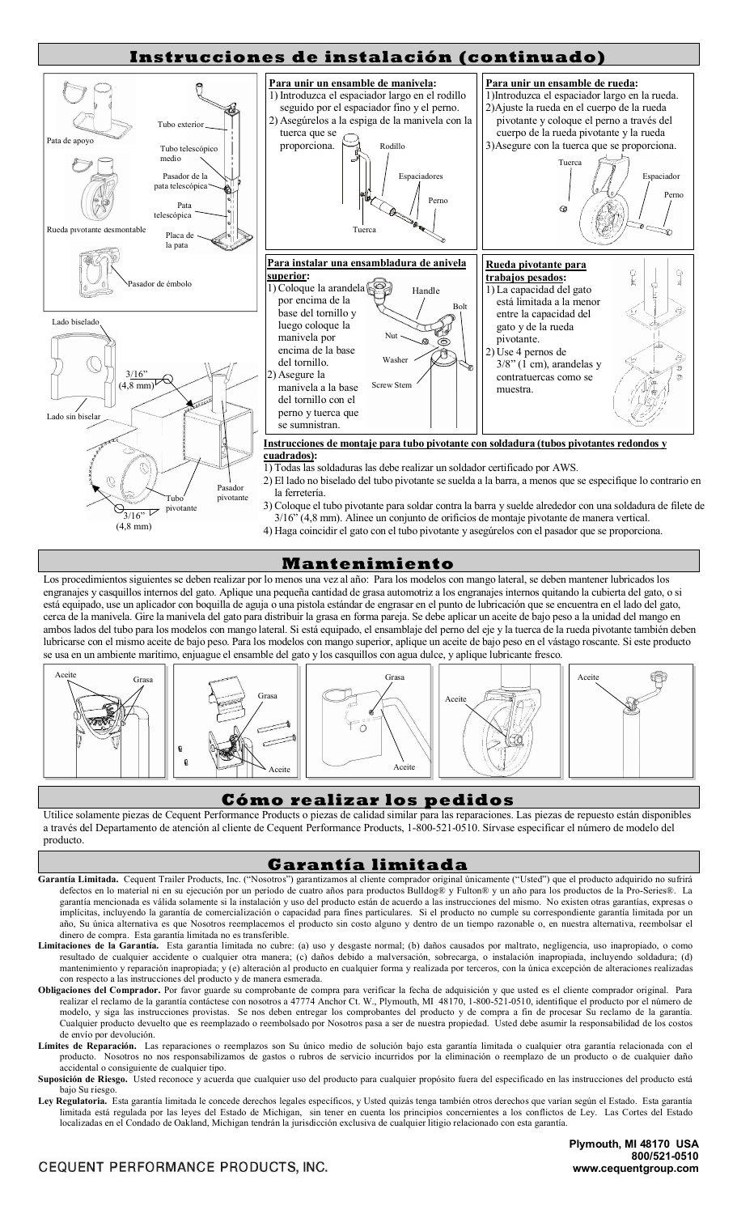# Instrucciones de instalación (continuado)

Pata de apoyo
Tubo exterior
Tubo telescópico medio
Pasador de la pata telescópica
Pata telescópica
Rueda pivotante desmontable
Placa de la pata
Pasador de émbolo

Lado biselado
Lado sin biselar
3/16" (4,8 mm)
Tubo pivotante
Pasador pivotante
3/16" (4,8 mm)

**Para unir un ensamble de manivela:**

1) Introduzca el espaciador largo en el rodillo seguido por el espaciador fino y el perno.
2) Asegúrelos a la espiga de la manivela con la tuerca que se proporciona.

Rodillo
Espaciadores
Perno
Tuerca

**Para unir un ensamble de rueda:**

1) Introduzca el espaciador largo en la rueda.
2) Ajuste la rueda en el cuerpo de la rueda pivotante y coloque el perno a través del cuerpo de la rueda pivotante y la rueda
3) Asegure con la tuerca que se proporciona.

Tuerca
Espaciador
Perno

**Para instalar una ensambladura de anivela superior:**

1) Coloque la arandela por encima de la base del tornillo y luego coloque la manivela por encima de la base del tornillo.
2) Asegure la manivela a la base del tornillo con el perno y tuerca que se sumnistran.

Handle
Bolt
Nut
Washer
Screw Stem

**Rueda pivotante para trabajos pesados:**

1) La capacidad del gato está limitada a la menor entre la capacidad del gato y de la rueda pivotante.
2) Use 4 pernos de 3/8" (1 cm), arandelas y contratuercas como se muestra.

**Instrucciones de montaje para tubo pivotante con soldadura (tubos pivotantes redondos y cuadrados):**

1) Todas las soldaduras las debe realizar un soldador certificado por AWS.
2) El lado no biselado del tubo pivotante se suelda a la barra, a menos que se especifique lo contrario en la ferretería.
3) Coloque el tubo pivotante para soldar contra la barra y suelde alrededor con una soldadura de filete de 3/16" (4,8 mm). Alinee un conjunto de orificios de montaje pivotante de manera vertical.
4) Haga coincidir el gato con el tubo pivotante y asegúrelos con el pasador que se proporciona.

# Mantenimiento

Los procedimientos siguientes se deben realizar por lo menos una vez al año: Para los modelos con mango lateral, se deben mantener lubricados los engranajes y casquillos internos del gato. Aplique una pequeña cantidad de grasa automotriz a los engranajes internos quitando la cubierta del gato, o si está equipado, use un aplicador con boquilla de aguja o una pistola estándar de engrasar en el punto de lubricación que se encuentra en el lado del gato, cerca de la manivela. Gire la manivela del gato para distribuir la grasa en forma pareja. Se debe aplicar un aceite de bajo peso a la unidad del mango en ambos lados del tubo para los modelos con mango lateral. Si está equipado, el ensamblaje del perno del eje y la tuerca de la rueda pivotante también deben lubricarse con el mismo aceite de bajo peso. Para los modelos con mango superior, aplique un aceite de bajo peso en el vástago roscante. Si este producto se usa en un ambiente marítimo, enjuague el ensamble del gato y los casquillos con agua dulce, y aplique lubricante fresco.

Aceite Grasa | Grasa Aceite | Grasa Aceite | Aceite | Aceite

# Cómo realizar los pedidos

Utilice solamente piezas de Cequent Performance Products o piezas de calidad similar para las reparaciones. Las piezas de repuesto están disponibles a través del Departamento de atención al cliente de Cequent Performance Products, 1-800-521-0510. Sírvase especificar el número de modelo del producto.

# Garantía limitada

**Garantía Limitada.** Cequent Trailer Products, Inc. ("Nosotros") garantizamos al cliente comprador original únicamente ("Usted") que el producto adquirido no sufrirá defectos en lo material ni en su ejecución por un período de cuatro años para productos Bulldog® y Fulton® y un año para los productos de la Pro-Series®. La garantía mencionada es válida solamente si la instalación y uso del producto están de acuerdo a las instrucciones del mismo. No existen otras garantías, expresas o implícitas, incluyendo la garantía de comercialización o capacidad para fines particulares. Si el producto no cumple su correspondiente garantía limitada por un año, Su única alternativa es que Nosotros reemplacemos el producto sin costo alguno y dentro de un tiempo razonable o, en nuestra alternativa, reembolsar el dinero de compra. Esta garantía limitada no es transferible.

**Limitaciones de la Garantía.** Esta garantía limitada no cubre: (a) uso y desgaste normal; (b) daños causados por maltrato, negligencia, uso inapropiado, o como resultado de cualquier accidente o cualquier otra manera; (c) daños debido a malversación, sobrecarga, o instalación inapropiada, incluyendo soldadura; (d) mantenimiento y reparación inapropiada; y (e) alteración al producto en cualquier forma y realizada por terceros, con la única excepción de alteraciones realizadas con respecto a las instrucciones del producto y de manera esmerada.

**Obligaciones del Comprador.** Por favor guarde su comprobante de compra para verificar la fecha de adquisición y que usted es el cliente comprador original. Para realizar el reclamo de la garantía contáctese con nosotros a 47774 Anchor Ct. W., Plymouth, MI 48170, 1-800-521-0510, identifique el producto por el número de modelo, y siga las instrucciones provistas. Se nos deben entregar los comprobantes del producto y de compra a fin de procesar Su reclamo de la garantía. Cualquier producto devuelto que es reemplazado o reembolsado por Nosotros pasa a ser de nuestra propiedad. Usted debe asumir la responsabilidad de los costos de envío por devolución.

**Límites de Reparación.** Las reparaciones o reemplazos son Su único medio de solución bajo esta garantía limitada o cualquier otra garantía relacionada con el producto. Nosotros no nos responsabilizamos de gastos o rubros de servicio incurridos por la eliminación o reemplazo de un producto o de cualquier daño accidental o consiguiente de cualquier tipo.

**Suposición de Riesgo.** Usted reconoce y acuerda que cualquier uso del producto para cualquier propósito fuera del especificado en las instrucciones del producto está bajo Su riesgo.

**Ley Regulatoria.** Esta garantía limitada le concede derechos legales específicos, y Usted quizás tenga también otros derechos que varían según el Estado. Esta garantía limitada está regulada por las leyes del Estado de Michigan, sin tener en cuenta los principios concernientes a los conflictos de Ley. Las Cortes del Estado localizadas en el Condado de Oakland, Michigan tendrán la jurisdicción exclusiva de cualquier litigio relacionado con esta garantía.

CEQUENT PERFORMANCE PRODUCTS, INC.

Plymouth, MI 48170 USA
800/521-0510
www.cequentgroup.com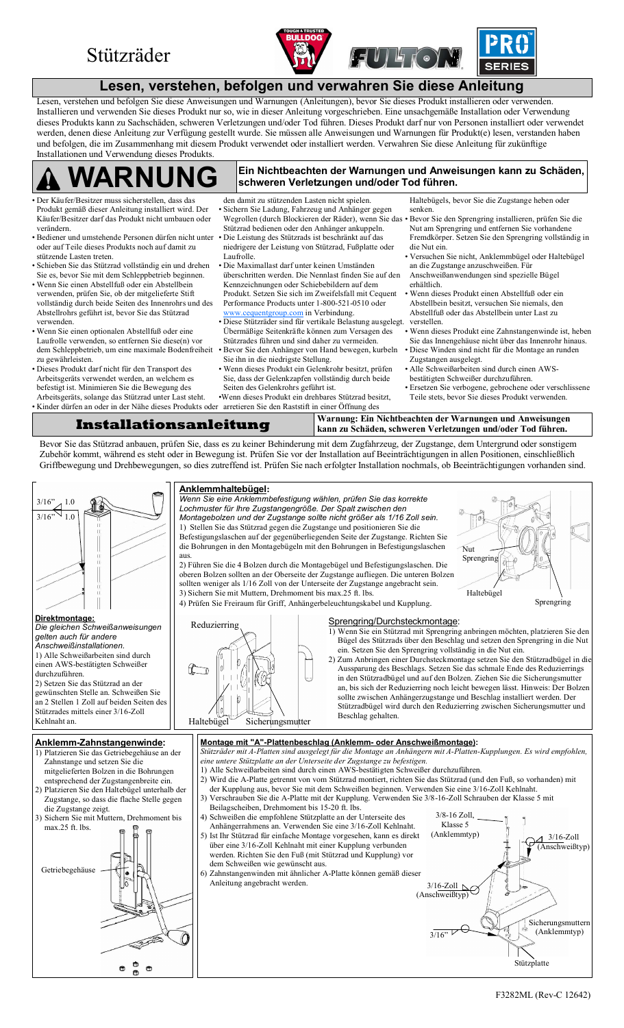# Stützräder

## Lesen, verstehen, befolgen und verwahren Sie diese Anleitung

Lesen, verstehen und befolgen Sie diese Anweisungen und Warnungen (Anleitungen), bevor Sie dieses Produkt installieren oder verwenden. Installieren und verwenden Sie dieses Produkt nur so, wie in dieser Anleitung vorgeschrieben. Eine unsachgemäße Installation oder Verwendung dieses Produkts kann zu Sachschäden, schweren Verletzungen und/oder Tod führen. Dieses Produkt darf nur von Personen installiert oder verwendet werden, denen diese Anleitung zur Verfügung gestellt wurde. Sie müssen alle Anweisungen und Warnungen für Produkt(e) lesen, verstanden haben und befolgen, die im Zusammenhang mit diesem Produkt verwendet oder installiert werden. Verwahren Sie diese Anleitung für zukünftige Installationen und Verwendung dieses Produkts.

## ⚠ WARNUNG

**Ein Nichtbeachten der Warnungen und Anweisungen kann zu Schäden, schweren Verletzungen und/oder Tod führen.**

- Der Käufer/Besitzer muss sicherstellen, dass das Produkt gemäß dieser Anleitung installiert wird. Der Käufer/Besitzer darf das Produkt nicht umbauen oder verändern.
- Bediener und umstehende Personen dürfen nicht unter oder auf Teile dieses Produkts noch auf damit zu stützende Lasten treten.
- Schieben Sie das Stützrad vollständig ein und drehen Sie es, bevor Sie mit dem Schleppbetrieb beginnen.
- Wenn Sie einen Abstellfuß oder ein Abstellbein verwenden, prüfen Sie, ob der mitgelieferte Stift vollständig durch beide Seiten des Innenrohrs und des Abstellrohrs geführt ist, bevor Sie das Stützrad verwenden.
- Wenn Sie einen optionalen Abstellfuß oder eine Laufrolle verwenden, so entfernen Sie diese(n) vor dem Schleppbetrieb, um eine maximale Bodenfreiheit zu gewährleisten.
- Dieses Produkt darf nicht für den Transport des Arbeitsgeräts verwendet werden, an welchem es befestigt ist. Minimieren Sie die Bewegung des Arbeitsgeräts, solange das Stützrad unter Last steht.
- Kinder dürfen an oder in der Nähe dieses Produkts oder den damit zu stützenden Lasten nicht spielen.
- Sichern Sie Ladung, Fahrzeug und Anhänger gegen Wegrollen (durch Blockieren der Räder), wenn Sie das Stützrad bedienen oder den Anhänger ankuppeln.
- Die Leistung des Stützrads ist beschränkt auf das niedrigere der Leistung von Stützrad, Fußplatte oder Laufrolle.
- Die Maximallast darf unter keinen Umständen überschritten werden. Die Nennlast finden Sie auf den Kennzeichnungen oder Schiebebildern auf dem Produkt. Setzen Sie sich im Zweifelsfall mit Cequent Performance Products unter 1-800-521-0510 oder www.cequentgroup.com in Verbindung.
- Diese Stützräder sind für vertikale Belastung ausgelegt. Übermäßige Seitenkräfte können zum Versagen des Stützrades führen und sind daher zu vermeiden.
- Bevor Sie den Anhänger von Hand bewegen, kurbeln Sie ihn in die niedrigste Stellung.
- Wenn dieses Produkt ein Gelenkrohr besitzt, prüfen Sie, dass der Gelenkzapfen vollständig durch beide Seiten des Gelenkrohrs geführt ist.
- Wenn dieses Produkt ein drehbares Stützrad besitzt, arretieren Sie den Raststift in einer Öffnung des Haltebügels, bevor Sie die Zugstange heben oder senken.
- Bevor Sie den Sprengring installieren, prüfen Sie die Nut am Sprengring und entfernen Sie vorhandene Fremdkörper. Setzen Sie den Sprengring vollständig in die Nut ein.
- Versuchen Sie nicht, Anklemmbügel oder Haltebügel an die Zugstange anzuschweißen. Für Anschweißanwendungen sind spezielle Bügel erhältlich.
- Wenn dieses Produkt einen Abstellfuß oder ein Abstellbein besitzt, versuchen Sie niemals, den Abstellfuß oder das Abstellbein unter Last zu verstellen.
- Wenn dieses Produkt eine Zahnstangenwinde ist, heben Sie das Innengehäuse nicht über das Innenrohr hinaus.
- Diese Winden sind nicht für die Montage an runden Zugstangen ausgelegt.
- Alle Schweißarbeiten sind durch einen AWS-bestätigten Schweißer durchzuführen.
- Ersetzen Sie verbogene, gebrochene oder verschlissene Teile stets, bevor Sie dieses Produkt verwenden.

## Installationsanleitung

**Warnung: Ein Nichtbeachten der Warnungen und Anweisungen kann zu Schäden, schweren Verletzungen und/oder Tod führen.**

Bevor Sie das Stützrad anbauen, prüfen Sie, dass es zu keiner Behinderung mit dem Zugfahrzeug, der Zugstange, dem Untergrund oder sonstigem Zubehör kommt, während es steht oder in Bewegung ist. Prüfen Sie vor der Installation auf Beeinträchtigungen in allen Positionen, einschließlich Griffbewegung und Drehbewegungen, so dies zutreffend ist. Prüfen Sie nach erfolgter Installation nochmals, ob Beeinträchtigungen vorhanden sind.

3/16" 1.0
3/16" 1.0

### Direktmontage:

*Die gleichen Schweißanweisungen gelten auch für andere Anschweißinstallationen.*

1) Alle Schweißarbeiten sind durch einen AWS-bestätigten Schweißer durchzuführen.
2) Setzen Sie das Stützrad an der gewünschten Stelle an. Schweißen Sie an 2 Stellen 1 Zoll auf beiden Seiten des Stützrades mittels einer 3/16-Zoll Kehlnaht an.

### Anklemmhaltebügel:

*Wenn Sie eine Anklemmbefestigung wählen, prüfen Sie das korrekte Lochmuster für Ihre Zugstangengröße. Der Spalt zwischen den Montagebolzen und der Zugstange sollte nicht größer als 1/16 Zoll sein.*

1) Stellen Sie das Stützrad gegen die Zugstange und positionieren Sie die Befestigungslaschen auf der gegenüberliegenden Seite der Zugstange. Richten Sie die Bohrungen in den Montagebügeln mit den Bohrungen in Befestigungslaschen aus.
2) Führen Sie die 4 Bolzen durch die Montagebügel und Befestigungslaschen. Die oberen Bolzen sollten an der Oberseite der Zugstange aufliegen. Die unteren Bolzen sollten weniger als 1/16 Zoll von der Unterseite der Zugstange angebracht sein.
3) Sichern Sie mit Muttern, Drehmoment bis max.25 ft. lbs.
4) Prüfen Sie Freiraum für Griff, Anhängerbeleuchtungskabel und Kupplung.

Nut
Sprengring
Haltebügel
Sprengring

Reduzierring
Haltebügel
Sicherungsmutter

### Sprengring/Durchsteckmontage:

1) Wenn Sie ein Stützrad mit Sprengring anbringen möchten, platzieren Sie den Bügel des Stützrads über den Beschlag und setzen den Sprengring in die Nut ein. Setzen Sie den Sprengring vollständig in die Nut ein.
2) Zum Anbringen einer Durchsteckmontage setzen Sie den Stützradbügel in die Aussparung des Beschlags. Setzen Sie das schmale Ende des Reduzierrings in den Stützradbügel und auf den Bolzen. Ziehen Sie die Sicherungsmutter an, bis sich der Reduzierring noch leicht bewegen lässt. Hinweis: Der Bolzen sollte zwischen Anhängerzugstange und Beschlag installiert werden. Der Stützradbügel wird durch den Reduzierring zwischen Sicherungsmutter und Beschlag gehalten.

### Anklemm-Zahnstangenwinde:

1) Platzieren Sie das Getriebegehäuse an der Zahnstange und setzen Sie die mitgelieferten Bolzen in die Bohrungen entsprechend der Zugstangenbreite ein.
2) Platzieren Sie den Haltebügel unterhalb der Zugstange, so dass die flache Stelle gegen die Zugstange zeigt.
3) Sichern Sie mit Muttern, Drehmoment bis max.25 ft. lbs.

Getriebegehäuse

### Montage mit "A"-Plattenbeschlag (Anklemm- oder Anschweißmontage):

*Stützräder mit A-Platten sind ausgelegt für die Montage an Anhängern mit A-Platten-Kupplungen. Es wird empfohlen, eine untere Stützplatte an der Unterseite der Zugstange zu befestigen.*

1) Alle Schweißarbeiten sind durch einen AWS-bestätigten Schweißer durchzuführen.
2) Wird die A-Platte getrennt von vom Stützrad montiert, richten Sie das Stützrad (und den Fuß, so vorhanden) mit der Kupplung aus, bevor Sie mit dem Schweißen beginnen. Verwenden Sie eine 3/16-Zoll Kehlnaht.
3) Verschrauben Sie die A-Platte mit der Kupplung. Verwenden Sie 3/8-16-Zoll Schrauben der Klasse 5 mit Beilagscheiben, Drehmoment bis 15-20 ft. lbs.
4) Schweißen die empfohlene Stützplatte an der Unterseite des Anhängerrahmens an. Verwenden Sie eine 3/16-Zoll Kehlnaht.
5) Ist Ihr Stützrad für einfache Montage vorgesehen, kann es direkt über eine 3/16-Zoll Kehlnaht mit einer Kupplung verbunden werden. Richten Sie den Fuß (mit Stützrad und Kupplung) vor dem Schweißen wie gewünscht aus.
6) Zahnstangenwinden mit ähnlicher A-Platte können gemäß dieser Anleitung angebracht werden.

3/8-16 Zoll, Klasse 5 (Anklemmtyp)
3/16-Zoll (Anschweißtyp)
3/16-Zoll (Anschweißtyp)
3/16"
Sicherungsmuttern (Anklemmtyp)
Stützplatte

F3282ML (Rev-C 12642)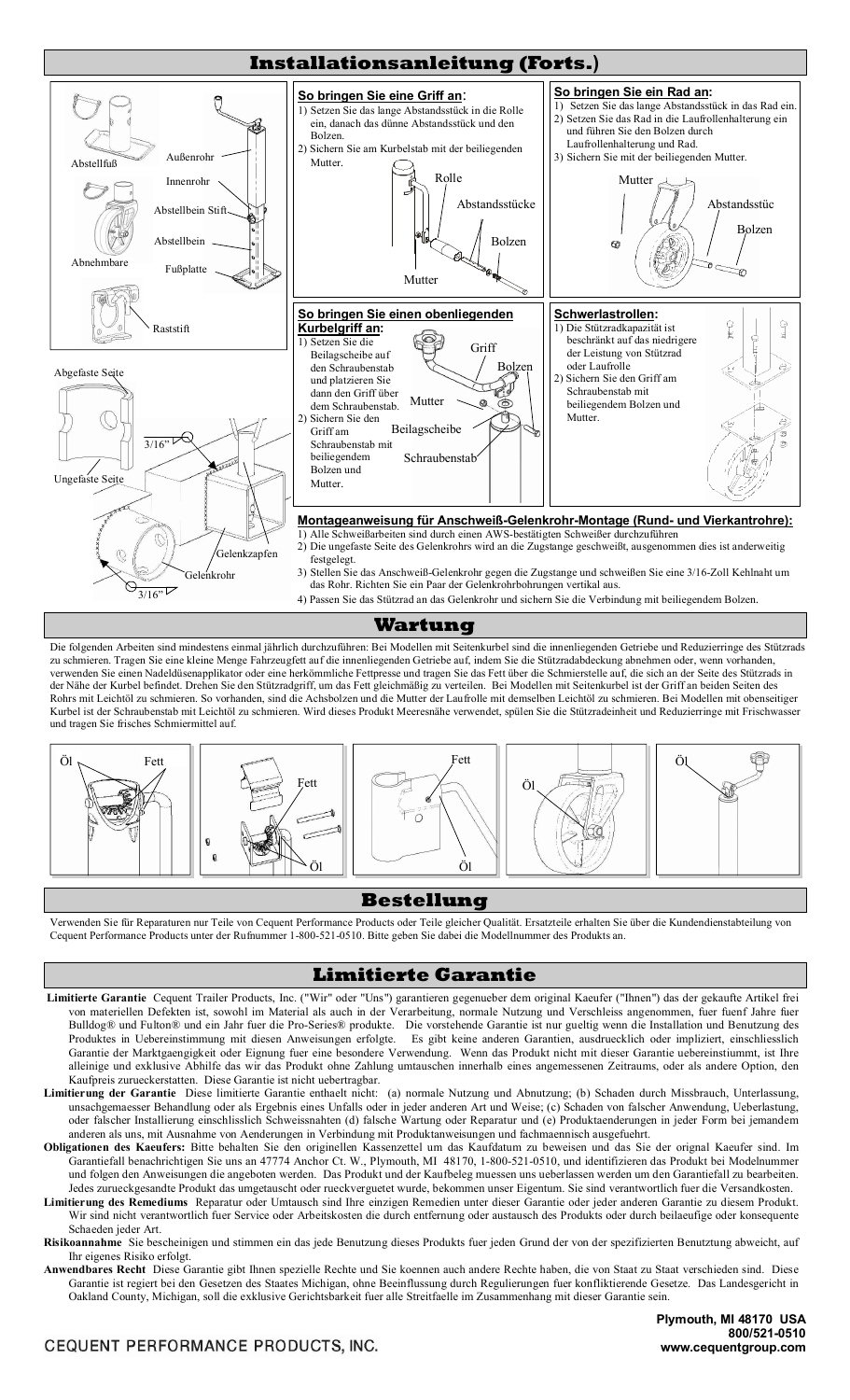# Installationsanleitung (Forts.)

Abstellfuß

Außenrohr

Innenrohr

Abstellbein Stift

Abstellbein

Abnehmbare

Fußplatte

Raststift

Abgefaste Seite

3/16"

Ungefaste Seite

Gelenkzapfen

Gelenkrohr

3/16"

### So bringen Sie eine Griff an:

1) Setzen Sie das lange Abstandsstück in die Rolle ein, danach das dünne Abstandsstück und den Bolzen.
2) Sichern Sie am Kurbelstab mit der beiliegenden Mutter.

Rolle

Abstandsstücke

Bolzen

Mutter

### So bringen Sie ein Rad an:

1) Setzen Sie das lange Abstandsstück in das Rad ein.
2) Setzen Sie das Rad in die Laufrollenhalterung ein und führen Sie den Bolzen durch Laufrollenhalterung und Rad.
3) Sichern Sie mit der beiliegenden Mutter.

Mutter

Abstandsstüc

Bolzen

### So bringen Sie einen obenliegenden Kurbelgriff an:

1) Setzen Sie die Beilagscheibe auf den Schraubenstab und platzieren Sie dann den Griff über dem Schraubenstab.
2) Sichern Sie den Griff am Schraubenstab mit beiliegendem Bolzen und Mutter.

Griff

Bolzen

Mutter

Beilagscheibe

Schraubenstab

### Schwerlastrollen:

1) Die Stützradkapazität ist beschränkt auf das niedrigere der Leistung von Stützrad oder Laufrolle
2) Sichern Sie den Griff am Schraubenstab mit beiliegendem Bolzen und Mutter.

### Montageanweisung für Anschweiß-Gelenkrohr-Montage (Rund- und Vierkantrohre):

1) Alle Schweißarbeiten sind durch einen AWS-bestätigten Schweißer durchzuführen
2) Die ungefaste Seite des Gelenkrohrs wird an die Zugstange geschweißt, ausgenommen dies ist anderweitig festgelegt.
3) Stellen Sie das Anschweiß-Gelenkrohr gegen die Zugstange und schweißen Sie eine 3/16-Zoll Kehlnaht um das Rohr. Richten Sie ein Paar der Gelenkrohrbohrungen vertikal aus.
4) Passen Sie das Stützrad an das Gelenkrohr und sichern Sie die Verbindung mit beiliegendem Bolzen.

# Wartung

Die folgenden Arbeiten sind mindestens einmal jährlich durchzuführen: Bei Modellen mit Seitenkurbel sind die innenliegenden Getriebe und Reduzierringe des Stützrads zu schmieren. Tragen Sie eine kleine Menge Fahrzeugfett auf die innenliegenden Getriebe auf, indem Sie die Stützradabdeckung abnehmen oder, wenn vorhanden, verwenden Sie einen Nadeldüsenapplikator oder eine herkömmliche Fettpresse und tragen Sie das Fett über die Schmierstelle auf, die sich an der Seite des Stützrads in der Nähe der Kurbel befindet. Drehen Sie den Stützradgriff, um das Fett gleichmäßig zu verteilen. Bei Modellen mit Seitenkurbel ist der Griff an beiden Seiten des Rohrs mit Leichtöl zu schmieren. So vorhanden, sind die Achsbolzen und die Mutter der Laufrolle mit demselben Leichtöl zu schmieren. Bei Modellen mit obenseitiger Kurbel ist der Schraubenstab mit Leichtöl zu schmieren. Wird dieses Produkt Meeresnähe verwendet, spülen Sie die Stützradeinheit und Reduzierringe mit Frischwasser und tragen Sie frisches Schmiermittel auf.

Öl Fett

Fett Öl

Fett Öl

Öl

Öl

# Bestellung

Verwenden Sie für Reparaturen nur Teile von Cequent Performance Products oder Teile gleicher Qualität. Ersatzteile erhalten Sie über die Kundendienstabteilung von Cequent Performance Products unter der Rufnummer 1-800-521-0510. Bitte geben Sie dabei die Modellnummer des Produkts an.

# Limitierte Garantie

**Limitierte Garantie** Cequent Trailer Products, Inc. ("Wir" oder "Uns") garantieren gegenueber dem original Kaeufer ("Ihnen") das der gekaufte Artikel frei von materiellen Defekten ist, sowohl im Material als auch in der Verarbeitung, normale Nutzung und Verschleiss angenommen, fuer fuenf Jahre fuer Bulldog® und Fulton® und ein Jahr fuer die Pro-Series® produkte. Die vorstehende Garantie ist nur gueltig wenn die Installation und Benutzung des Produktes in Uebereinstimmung mit diesen Anweisungen erfolgte. Es gibt keine anderen Garantien, ausdruecklich oder impliziert, einschliesslich Garantie der Marktgaengigkeit oder Eignung fuer eine besondere Verwendung. Wenn das Produkt nicht mit dieser Garantie uebereinstiummt, ist Ihre alleinige und exklusive Abhilfe das wir das Produkt ohne Zahlung umtauschen innerhalb eines angemessenen Zeitraums, oder als andere Option, den Kaufpreis zurueckerstatten. Diese Garantie ist nicht uebertragbar.

**Limitierung der Garantie** Diese limitierte Garantie enthaelt nicht: (a) normale Nutzung und Abnutzung; (b) Schaden durch Missbrauch, Unterlassung, unsachgemaesser Behandlung oder als Ergebnis eines Unfalls oder in jeder anderen Art und Weise; (c) Schaden von falscher Anwendung, Ueberlastung, oder falscher Installierung einschlisslich Schweissnahten (d) falsche Wartung oder Reparatur und (e) Produktaenderungen in jeder Form bei jemandem anderen als uns, mit Ausnahme von Aenderungen in Verbindung mit Produktanweisungen und fachmaennisch ausgefuehrt.

**Obligationen des Kaeufers:** Bitte behalten Sie den originellen Kassenzettel um das Kaufdatum zu beweisen und das Sie der orignal Kaeufer sind. Im Garantiefall benachrichtigen Sie uns an 47774 Anchor Ct. W., Plymouth, MI 48170, 1-800-521-0510, und identifizieren das Produkt bei Modelnummer und folgen den Anweisungen die angeboten werden. Das Produkt und der Kaufbeleg muessen uns ueberlassen werden um den Garantiefall zu bearbeiten. Jedes zurueckgesandte Produkt das umgetauscht oder rueckverguetet wurde, bekommen unser Eigentum. Sie sind verantwortlich fuer die Versandkosten.

**Limitierung des Remediums** Reparatur oder Umtausch sind Ihre einzigen Remedien unter dieser Garantie oder jeder anderen Garantie zu diesem Produkt. Wir sind nicht verantwortlich fuer Service oder Arbeitskosten die durch entfernung oder austausch des Produkts oder durch beilaeufige oder konsequente Schaeden jeder Art.

**Risikoannahme** Sie bescheinigen und stimmen ein das jede Benutzung dieses Produkts fuer jeden Grund der von der spezifizierten Benutztung abweicht, auf Ihr eigenes Risiko erfolgt.

**Anwendbares Recht** Diese Garantie gibt Ihnen spezielle Rechte und Sie koennen auch andere Rechte haben, die von Staat zu Staat verschieden sind. Diese Garantie ist regiert bei den Gesetzen des Staates Michigan, ohne Beeinflussung durch Regulierungen fuer konfliktierende Gesetze. Das Landesgericht in Oakland County, Michigan, soll die exklusive Gerichtsbarkeit fuer alle Streitfaelle im Zusammenhang mit dieser Garantie sein.

CEQUENT PERFORMANCE PRODUCTS, INC.

**Plymouth, MI 48170 USA**
**800/521-0510**
**www.cequentgroup.com**